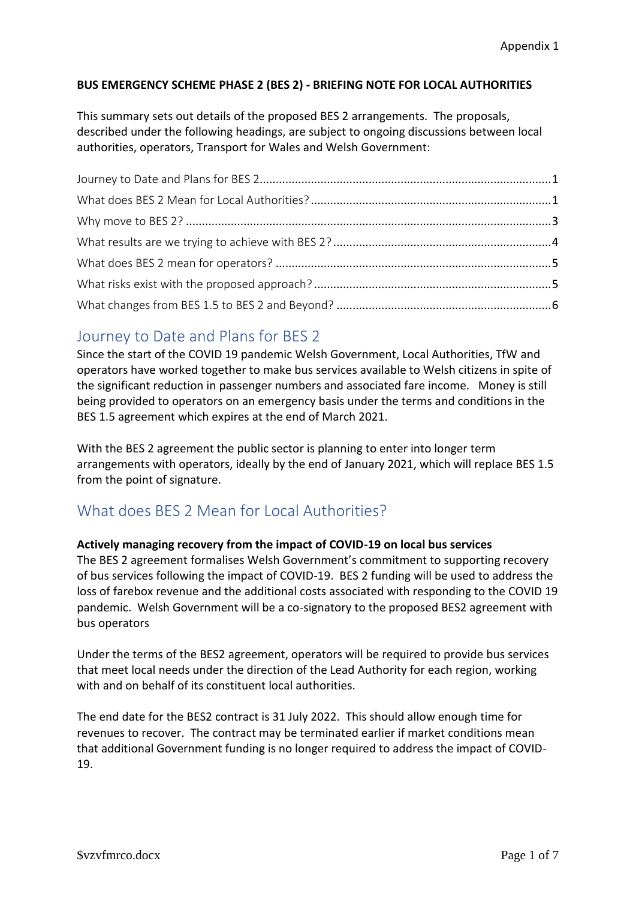Appendix 1

**BUS EMERGENCY SCHEME PHASE 2 (BES 2) - BRIEFING NOTE FOR LOCAL AUTHORITIES**

This summary sets out details of the proposed BES 2 arrangements. The proposals, described under the following headings, are subject to ongoing discussions between local authorities, operators, Transport for Wales and Welsh Government:

- Journey to Date and Plans for BES 2 ........ 1
- What does BES 2 Mean for Local Authorities? ........ 1
- Why move to BES 2? ........ 3
- What results are we trying to achieve with BES 2? ........ 4
- What does BES 2 mean for operators? ........ 5
- What risks exist with the proposed approach? ........ 5
- What changes from BES 1.5 to BES 2 and Beyond? ........ 6

## Journey to Date and Plans for BES 2

Since the start of the COVID 19 pandemic Welsh Government, Local Authorities, TfW and operators have worked together to make bus services available to Welsh citizens in spite of the significant reduction in passenger numbers and associated fare income. Money is still being provided to operators on an emergency basis under the terms and conditions in the BES 1.5 agreement which expires at the end of March 2021.

With the BES 2 agreement the public sector is planning to enter into longer term arrangements with operators, ideally by the end of January 2021, which will replace BES 1.5 from the point of signature.

## What does BES 2 Mean for Local Authorities?

**Actively managing recovery from the impact of COVID-19 on local bus services**

The BES 2 agreement formalises Welsh Government's commitment to supporting recovery of bus services following the impact of COVID-19. BES 2 funding will be used to address the loss of farebox revenue and the additional costs associated with responding to the COVID 19 pandemic. Welsh Government will be a co-signatory to the proposed BES2 agreement with bus operators

Under the terms of the BES2 agreement, operators will be required to provide bus services that meet local needs under the direction of the Lead Authority for each region, working with and on behalf of its constituent local authorities.

The end date for the BES2 contract is 31 July 2022. This should allow enough time for revenues to recover. The contract may be terminated earlier if market conditions mean that additional Government funding is no longer required to address the impact of COVID-19.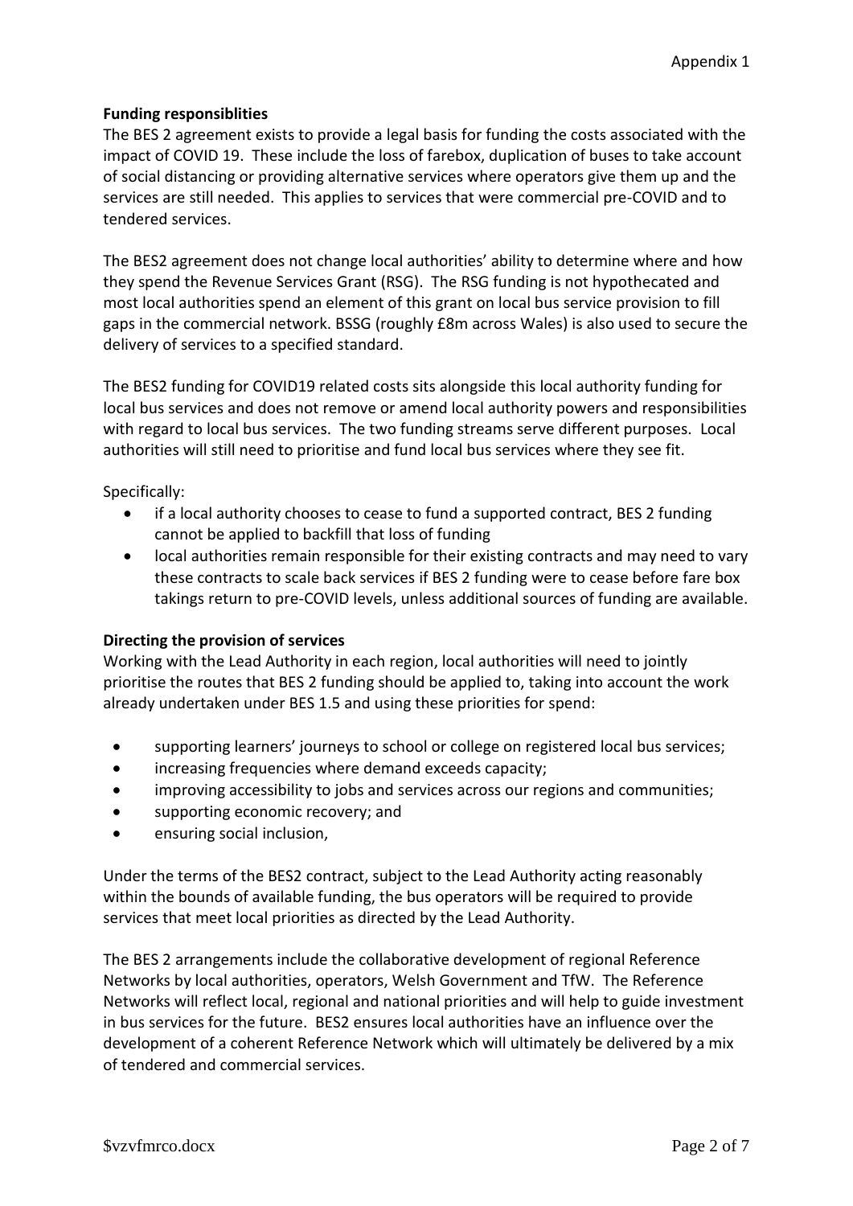Appendix 1

**Funding responsiblities**

The BES 2 agreement exists to provide a legal basis for funding the costs associated with the impact of COVID 19. These include the loss of farebox, duplication of buses to take account of social distancing or providing alternative services where operators give them up and the services are still needed. This applies to services that were commercial pre-COVID and to tendered services.

The BES2 agreement does not change local authorities' ability to determine where and how they spend the Revenue Services Grant (RSG). The RSG funding is not hypothecated and most local authorities spend an element of this grant on local bus service provision to fill gaps in the commercial network. BSSG (roughly £8m across Wales) is also used to secure the delivery of services to a specified standard.

The BES2 funding for COVID19 related costs sits alongside this local authority funding for local bus services and does not remove or amend local authority powers and responsibilities with regard to local bus services. The two funding streams serve different purposes. Local authorities will still need to prioritise and fund local bus services where they see fit.

Specifically:

- if a local authority chooses to cease to fund a supported contract, BES 2 funding cannot be applied to backfill that loss of funding
- local authorities remain responsible for their existing contracts and may need to vary these contracts to scale back services if BES 2 funding were to cease before fare box takings return to pre-COVID levels, unless additional sources of funding are available.

**Directing the provision of services**

Working with the Lead Authority in each region, local authorities will need to jointly prioritise the routes that BES 2 funding should be applied to, taking into account the work already undertaken under BES 1.5 and using these priorities for spend:

- supporting learners' journeys to school or college on registered local bus services;
- increasing frequencies where demand exceeds capacity;
- improving accessibility to jobs and services across our regions and communities;
- supporting economic recovery; and
- ensuring social inclusion,

Under the terms of the BES2 contract, subject to the Lead Authority acting reasonably within the bounds of available funding, the bus operators will be required to provide services that meet local priorities as directed by the Lead Authority.

The BES 2 arrangements include the collaborative development of regional Reference Networks by local authorities, operators, Welsh Government and TfW. The Reference Networks will reflect local, regional and national priorities and will help to guide investment in bus services for the future. BES2 ensures local authorities have an influence over the development of a coherent Reference Network which will ultimately be delivered by a mix of tendered and commercial services.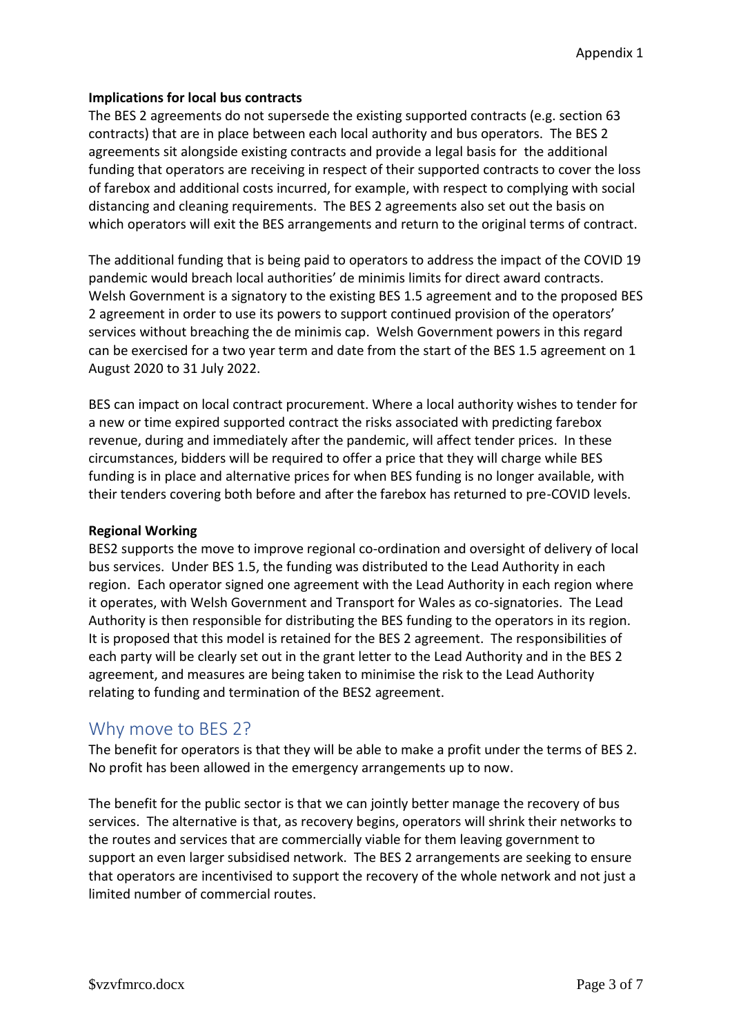**Implications for local bus contracts**

The BES 2 agreements do not supersede the existing supported contracts (e.g. section 63 contracts) that are in place between each local authority and bus operators. The BES 2 agreements sit alongside existing contracts and provide a legal basis for the additional funding that operators are receiving in respect of their supported contracts to cover the loss of farebox and additional costs incurred, for example, with respect to complying with social distancing and cleaning requirements. The BES 2 agreements also set out the basis on which operators will exit the BES arrangements and return to the original terms of contract.

The additional funding that is being paid to operators to address the impact of the COVID 19 pandemic would breach local authorities' de minimis limits for direct award contracts. Welsh Government is a signatory to the existing BES 1.5 agreement and to the proposed BES 2 agreement in order to use its powers to support continued provision of the operators' services without breaching the de minimis cap. Welsh Government powers in this regard can be exercised for a two year term and date from the start of the BES 1.5 agreement on 1 August 2020 to 31 July 2022.

BES can impact on local contract procurement. Where a local authority wishes to tender for a new or time expired supported contract the risks associated with predicting farebox revenue, during and immediately after the pandemic, will affect tender prices. In these circumstances, bidders will be required to offer a price that they will charge while BES funding is in place and alternative prices for when BES funding is no longer available, with their tenders covering both before and after the farebox has returned to pre-COVID levels.

**Regional Working**

BES2 supports the move to improve regional co-ordination and oversight of delivery of local bus services. Under BES 1.5, the funding was distributed to the Lead Authority in each region. Each operator signed one agreement with the Lead Authority in each region where it operates, with Welsh Government and Transport for Wales as co-signatories. The Lead Authority is then responsible for distributing the BES funding to the operators in its region. It is proposed that this model is retained for the BES 2 agreement. The responsibilities of each party will be clearly set out in the grant letter to the Lead Authority and in the BES 2 agreement, and measures are being taken to minimise the risk to the Lead Authority relating to funding and termination of the BES2 agreement.

## Why move to BES 2?

The benefit for operators is that they will be able to make a profit under the terms of BES 2. No profit has been allowed in the emergency arrangements up to now.

The benefit for the public sector is that we can jointly better manage the recovery of bus services. The alternative is that, as recovery begins, operators will shrink their networks to the routes and services that are commercially viable for them leaving government to support an even larger subsidised network. The BES 2 arrangements are seeking to ensure that operators are incentivised to support the recovery of the whole network and not just a limited number of commercial routes.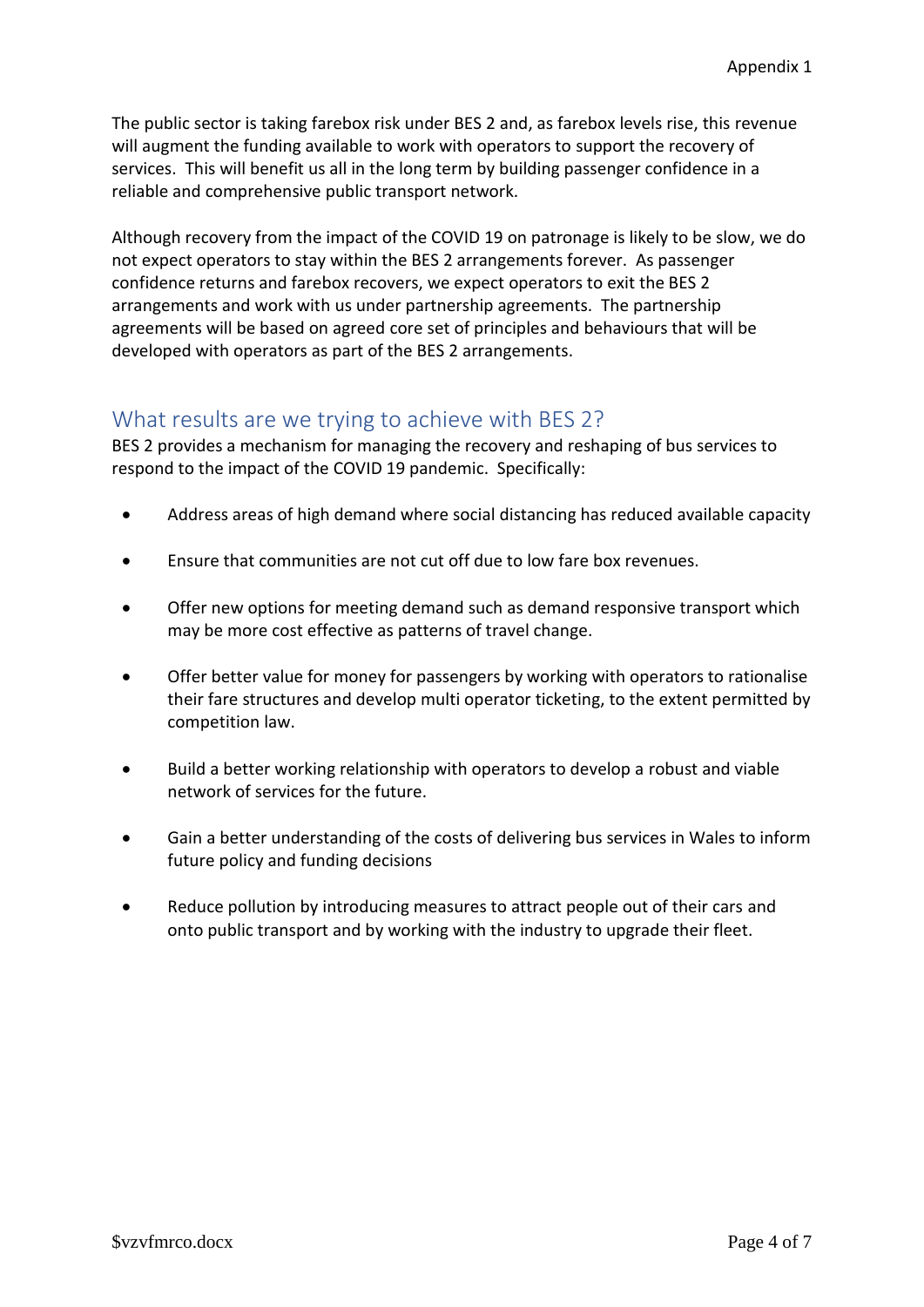The public sector is taking farebox risk under BES 2 and, as farebox levels rise, this revenue will augment the funding available to work with operators to support the recovery of services. This will benefit us all in the long term by building passenger confidence in a reliable and comprehensive public transport network.

Although recovery from the impact of the COVID 19 on patronage is likely to be slow, we do not expect operators to stay within the BES 2 arrangements forever. As passenger confidence returns and farebox recovers, we expect operators to exit the BES 2 arrangements and work with us under partnership agreements. The partnership agreements will be based on agreed core set of principles and behaviours that will be developed with operators as part of the BES 2 arrangements.

## What results are we trying to achieve with BES 2?

BES 2 provides a mechanism for managing the recovery and reshaping of bus services to respond to the impact of the COVID 19 pandemic. Specifically:

- Address areas of high demand where social distancing has reduced available capacity
- Ensure that communities are not cut off due to low fare box revenues.
- Offer new options for meeting demand such as demand responsive transport which may be more cost effective as patterns of travel change.
- Offer better value for money for passengers by working with operators to rationalise their fare structures and develop multi operator ticketing, to the extent permitted by competition law.
- Build a better working relationship with operators to develop a robust and viable network of services for the future.
- Gain a better understanding of the costs of delivering bus services in Wales to inform future policy and funding decisions
- Reduce pollution by introducing measures to attract people out of their cars and onto public transport and by working with the industry to upgrade their fleet.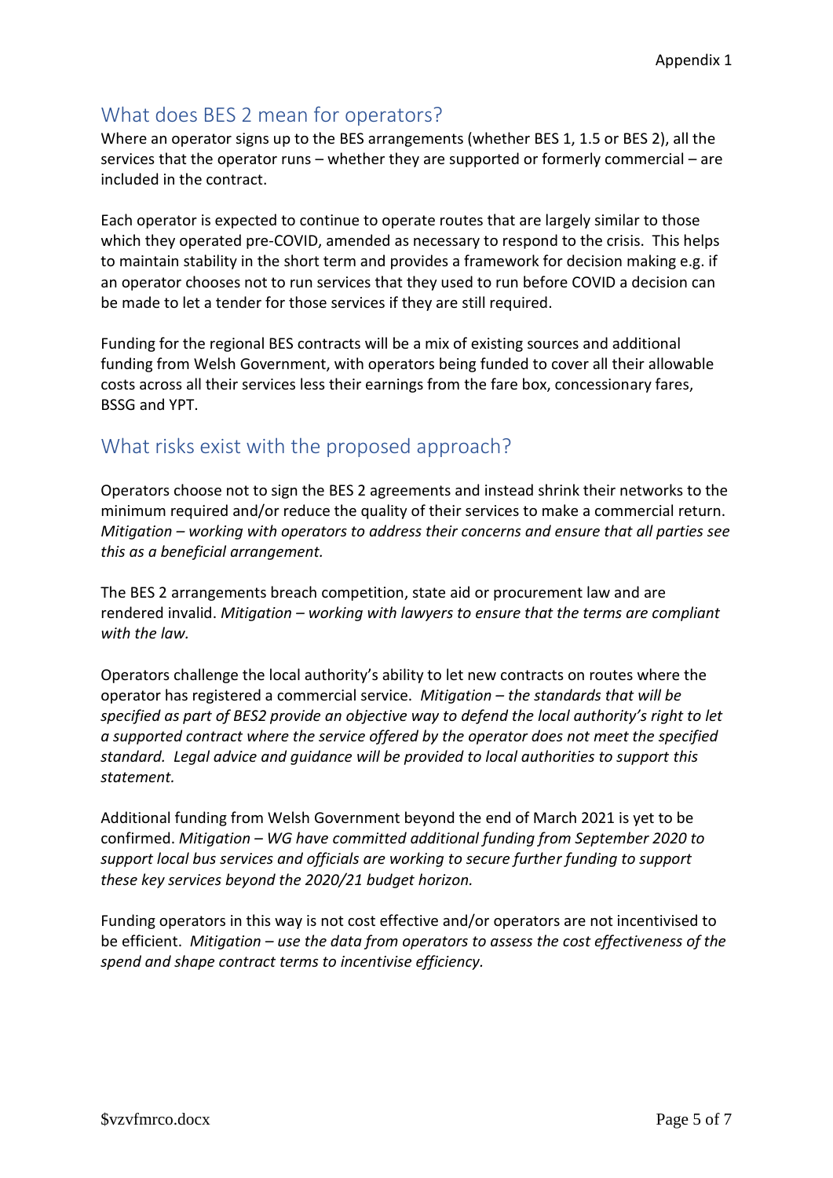## What does BES 2 mean for operators?

Where an operator signs up to the BES arrangements (whether BES 1, 1.5 or BES 2), all the services that the operator runs – whether they are supported or formerly commercial – are included in the contract.

Each operator is expected to continue to operate routes that are largely similar to those which they operated pre-COVID, amended as necessary to respond to the crisis. This helps to maintain stability in the short term and provides a framework for decision making e.g. if an operator chooses not to run services that they used to run before COVID a decision can be made to let a tender for those services if they are still required.

Funding for the regional BES contracts will be a mix of existing sources and additional funding from Welsh Government, with operators being funded to cover all their allowable costs across all their services less their earnings from the fare box, concessionary fares, BSSG and YPT.

## What risks exist with the proposed approach?

Operators choose not to sign the BES 2 agreements and instead shrink their networks to the minimum required and/or reduce the quality of their services to make a commercial return. *Mitigation – working with operators to address their concerns and ensure that all parties see this as a beneficial arrangement.*

The BES 2 arrangements breach competition, state aid or procurement law and are rendered invalid. *Mitigation – working with lawyers to ensure that the terms are compliant with the law.*

Operators challenge the local authority's ability to let new contracts on routes where the operator has registered a commercial service. *Mitigation – the standards that will be specified as part of BES2 provide an objective way to defend the local authority's right to let a supported contract where the service offered by the operator does not meet the specified standard. Legal advice and guidance will be provided to local authorities to support this statement.*

Additional funding from Welsh Government beyond the end of March 2021 is yet to be confirmed. *Mitigation – WG have committed additional funding from September 2020 to support local bus services and officials are working to secure further funding to support these key services beyond the 2020/21 budget horizon.*

Funding operators in this way is not cost effective and/or operators are not incentivised to be efficient. *Mitigation – use the data from operators to assess the cost effectiveness of the spend and shape contract terms to incentivise efficiency.*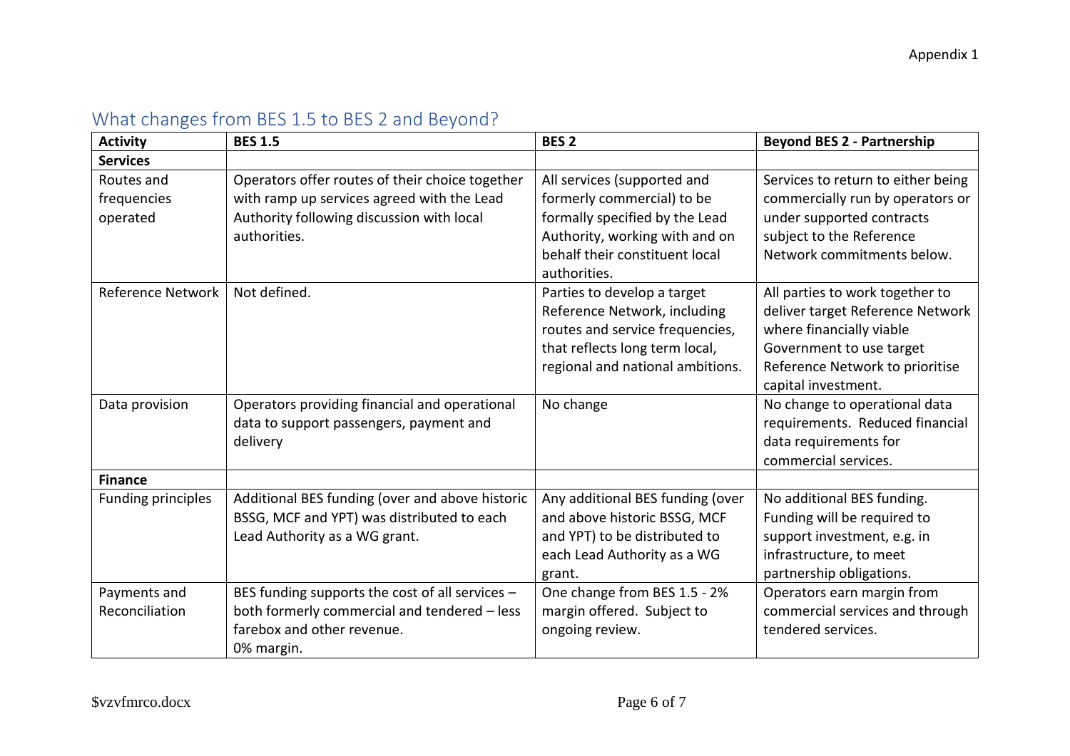## What changes from BES 1.5 to BES 2 and Beyond?

| Activity | BES 1.5 | BES 2 | Beyond BES 2 - Partnership |
|---|---|---|---|
| **Services** | | | |
| Routes and frequencies operated | Operators offer routes of their choice together with ramp up services agreed with the Lead Authority following discussion with local authorities. | All services (supported and formerly commercial) to be formally specified by the Lead Authority, working with and on behalf their constituent local authorities. | Services to return to either being commercially run by operators or under supported contracts subject to the Reference Network commitments below. |
| Reference Network | Not defined. | Parties to develop a target Reference Network, including routes and service frequencies, that reflects long term local, regional and national ambitions. | All parties to work together to deliver target Reference Network where financially viable Government to use target Reference Network to prioritise capital investment. |
| Data provision | Operators providing financial and operational data to support passengers, payment and delivery | No change | No change to operational data requirements. Reduced financial data requirements for commercial services. |
| **Finance** | | | |
| Funding principles | Additional BES funding (over and above historic BSSG, MCF and YPT) was distributed to each Lead Authority as a WG grant. | Any additional BES funding (over and above historic BSSG, MCF and YPT) to be distributed to each Lead Authority as a WG grant. | No additional BES funding. Funding will be required to support investment, e.g. in infrastructure, to meet partnership obligations. |
| Payments and Reconciliation | BES funding supports the cost of all services – both formerly commercial and tendered – less farebox and other revenue.<br>0% margin. | One change from BES 1.5 - 2% margin offered. Subject to ongoing review. | Operators earn margin from commercial services and through tendered services. |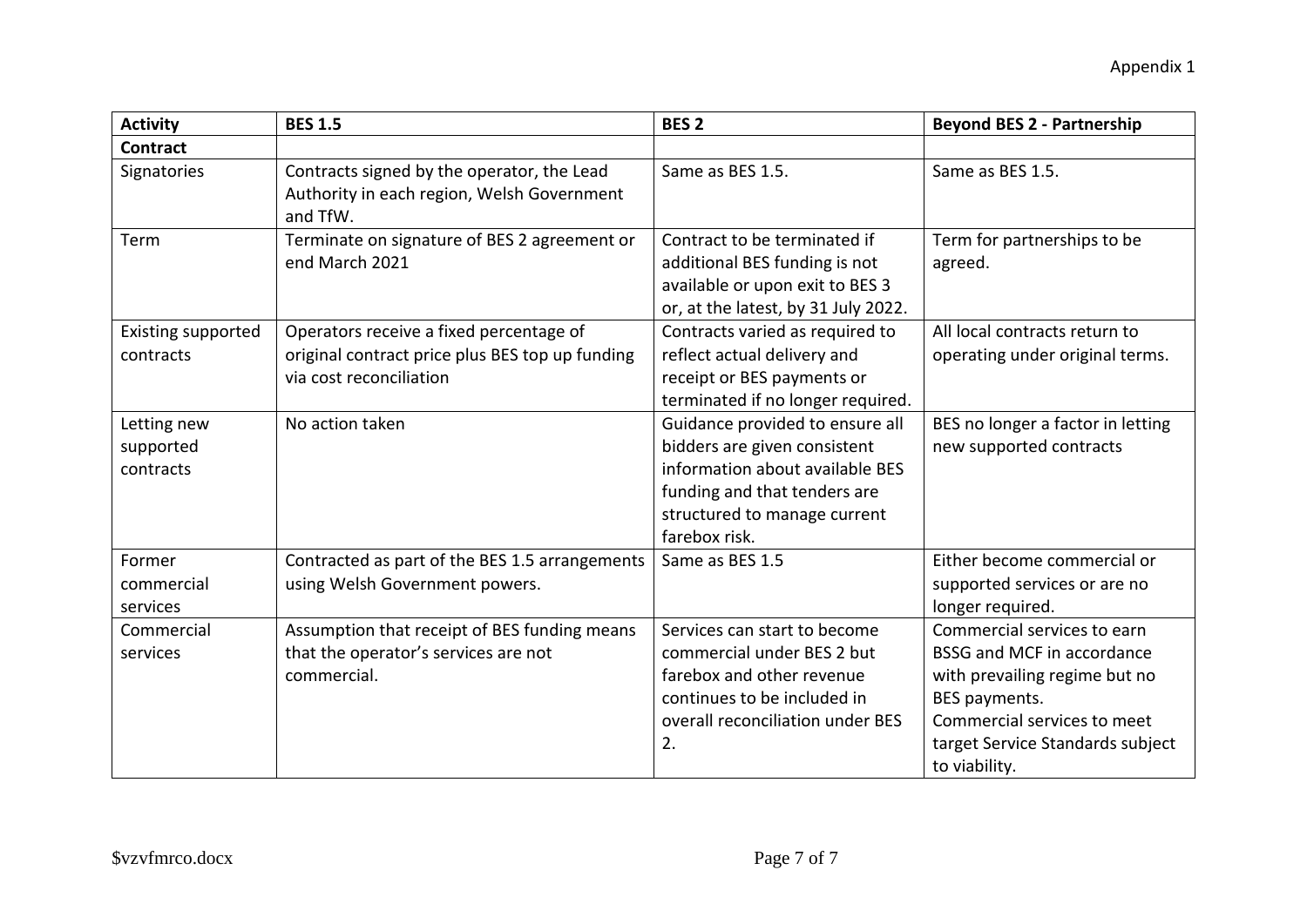Appendix 1

| Activity | BES 1.5 | BES 2 | Beyond BES 2 - Partnership |
|---|---|---|---|
| **Contract** | | | |
| Signatories | Contracts signed by the operator, the Lead Authority in each region, Welsh Government and TfW. | Same as BES 1.5. | Same as BES 1.5. |
| Term | Terminate on signature of BES 2 agreement or end March 2021 | Contract to be terminated if additional BES funding is not available or upon exit to BES 3 or, at the latest, by 31 July 2022. | Term for partnerships to be agreed. |
| Existing supported contracts | Operators receive a fixed percentage of original contract price plus BES top up funding via cost reconciliation | Contracts varied as required to reflect actual delivery and receipt or BES payments or terminated if no longer required. | All local contracts return to operating under original terms. |
| Letting new supported contracts | No action taken | Guidance provided to ensure all bidders are given consistent information about available BES funding and that tenders are structured to manage current farebox risk. | BES no longer a factor in letting new supported contracts |
| Former commercial services | Contracted as part of the BES 1.5 arrangements using Welsh Government powers. | Same as BES 1.5 | Either become commercial or supported services or are no longer required. |
| Commercial services | Assumption that receipt of BES funding means that the operator's services are not commercial. | Services can start to become commercial under BES 2 but farebox and other revenue continues to be included in overall reconciliation under BES 2. | Commercial services to earn BSSG and MCF in accordance with prevailing regime but no BES payments. Commercial services to meet target Service Standards subject to viability. |